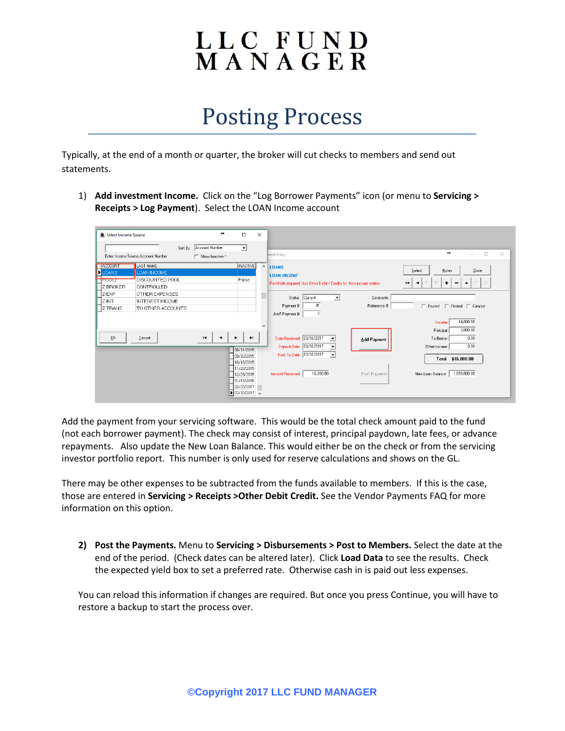// LLC FUND MANAGER

# Posting Process

Typically, at the end of a month or quarter, the broker will cut checks to members and send out statements.

1) **Add investment Income.** Click on the "Log Borrower Payments" icon (or menu to **Servicing > Receipts > Log Payment**). Select the LOAN Income account

Add the payment from your servicing software. This would be the total check amount paid to the fund (not each borrower payment). The check may consist of interest, principal paydown, late fees, or advance repayments. Also update the New Loan Balance. This would either be on the check or from the servicing investor portfolio report. This number is only used for reserve calculations and shows on the GL.

There may be other expenses to be subtracted from the funds available to members. If this is the case, those are entered in **Servicing > Receipts >Other Debit Credit.** See the Vendor Payments FAQ for more information on this option.

2) **Post the Payments.** Menu to **Servicing > Disbursements > Post to Members.** Select the date at the end of the period. (Check dates can be altered later). Click **Load Data** to see the results. Check the expected yield box to set a preferred rate. Otherwise cash in is paid out less expenses.

You can reload this information if changes are required. But once you press Continue, you will have to restore a backup to start the process over.

©Copyright 2017 LLC FUND MANAGER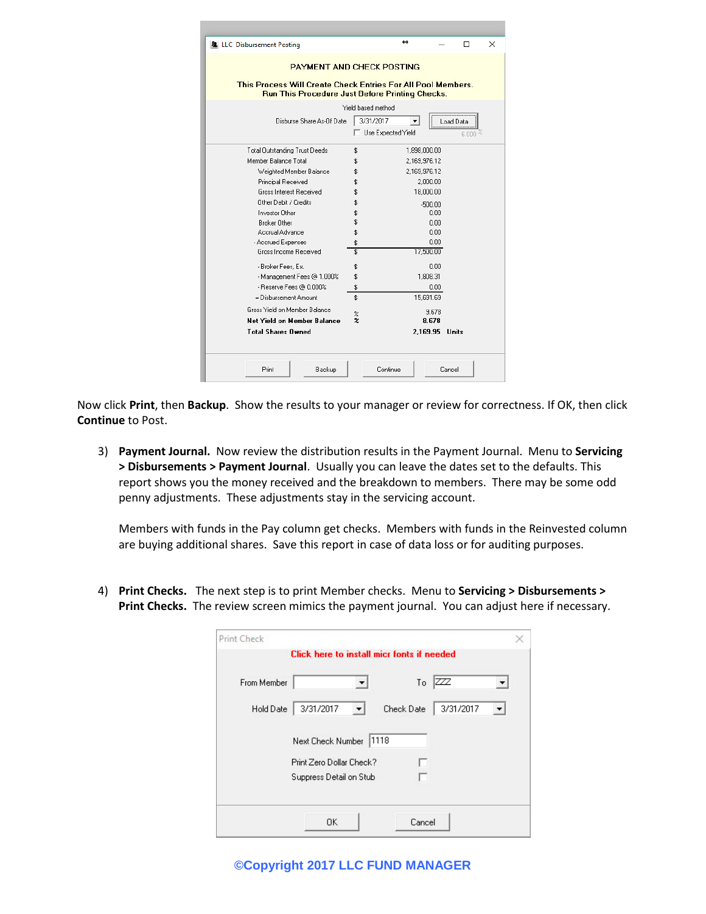**LLC Disbursement Posting**

PAYMENT AND CHECK POSTING

This Process Will Create Check Entries For All Pool Members.
Run This Procedure Just Before Printing Checks.

Yield based method

Disburse Share As-Of Date: 3/31/2017 [Load Data]

☐ Use Expected Yield 6.000 %

| | | |
|---|---|---|
| Total Outstanding Trust Deeds | $ | 1,898,000.00 |
| Member Balance Total | $ | 2,169,976.12 |
| Weighted Member Balance | $ | 2,169,976.12 |
| Principal Received | $ | 2,000.00 |
| Gross Interest Received | $ | 18,000.00 |
| Other Debit / Credits | $ | -500.00 |
| Investor Other | $ | 0.00 |
| Broker Other | $ | 0.00 |
| Accrual Advance | $ | 0.00 |
| - Accrued Expenses | $ | 0.00 |
| Gross Income Received | $ | 17,500.00 |
| - Broker Fees, Ex. | $ | 0.00 |
| - Management Fees @ 1.000% | $ | 1,808.31 |
| - Reserve Fees @ 0.000% | $ | 0.00 |
| = Disbursement Amount | $ | 15,691.69 |
| Gross Yield on Member Balance | % | 9.678 |
| **Net Yield on Member Balance** | **%** | **8.678** |
| **Total Shares Owned** | | **2,169.95 Units** |

[Print] [Backup] [Continue] [Cancel]

Now click **Print**, then **Backup**. Show the results to your manager or review for correctness. If OK, then click **Continue** to Post.

3) **Payment Journal.** Now review the distribution results in the Payment Journal. Menu to **Servicing > Disbursements > Payment Journal**. Usually you can leave the dates set to the defaults. This report shows you the money received and the breakdown to members. There may be some odd penny adjustments. These adjustments stay in the servicing account.

   Members with funds in the Pay column get checks. Members with funds in the Reinvested column are buying additional shares. Save this report in case of data loss or for auditing purposes.

4) **Print Checks.** The next step is to print Member checks. Menu to **Servicing > Disbursements > Print Checks.** The review screen mimics the payment journal. You can adjust here if necessary.

**Print Check**

Click here to install micr fonts if needed

From Member: [ ] To: ZZZ

Hold Date: 3/31/2017 Check Date: 3/31/2017

Next Check Number: 1118

Print Zero Dollar Check? ☐

Suppress Detail on Stub ☐

[OK] [Cancel]

©Copyright 2017 LLC FUND MANAGER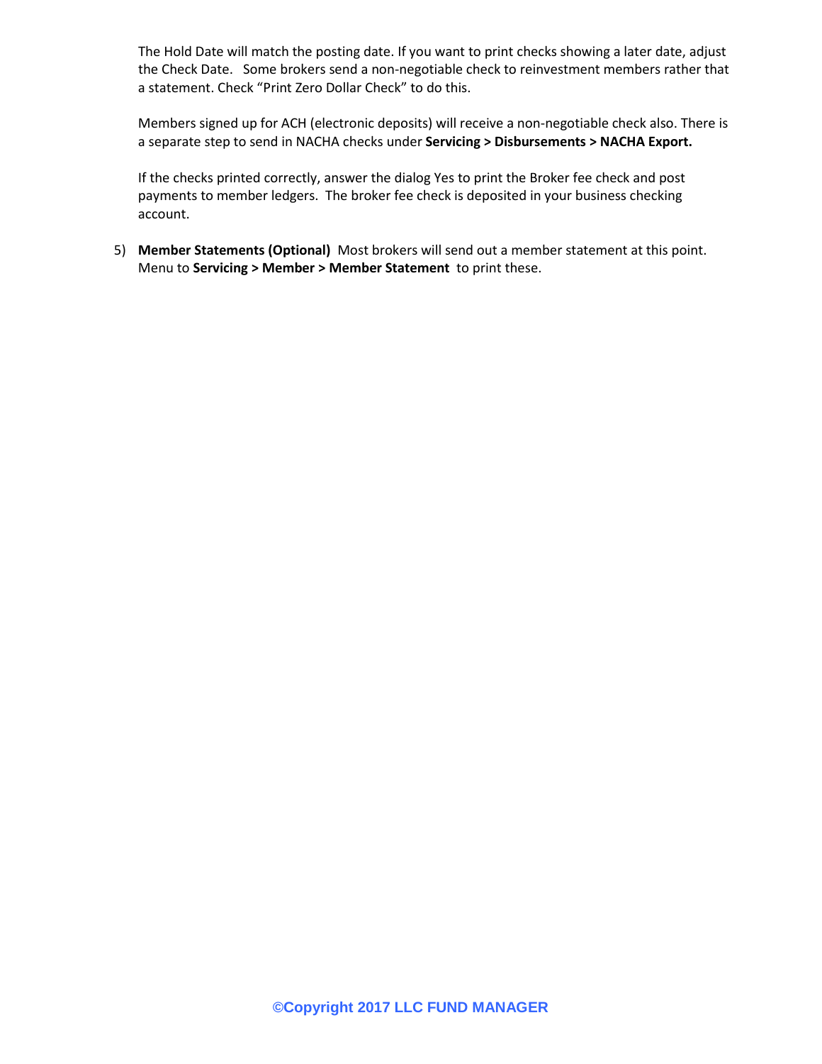The Hold Date will match the posting date. If you want to print checks showing a later date, adjust the Check Date.   Some brokers send a non-negotiable check to reinvestment members rather that a statement. Check “Print Zero Dollar Check” to do this.

Members signed up for ACH (electronic deposits) will receive a non-negotiable check also. There is a separate step to send in NACHA checks under **Servicing > Disbursements > NACHA Export.**

If the checks printed correctly, answer the dialog Yes to print the Broker fee check and post payments to member ledgers.  The broker fee check is deposited in your business checking account.

5) **Member Statements (Optional)**  Most brokers will send out a member statement at this point. Menu to **Servicing > Member > Member Statement**  to print these.